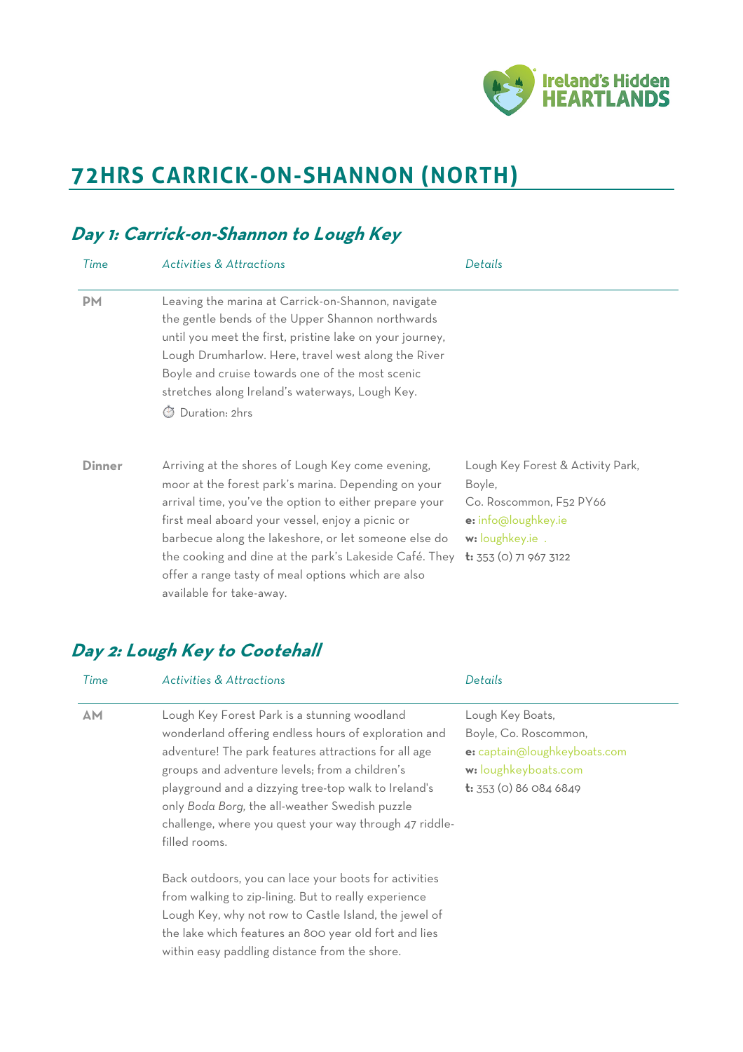# 72HRS CARRICK-ON-SHANNON (NORTH)

## *Day 1: Carrick-on-Shannon to Lough Key*

| *Time* | *Activities & Attractions* | *Details* |
|---|---|---|
| **PM** | Leaving the marina at Carrick-on-Shannon, navigate the gentle bends of the Upper Shannon northwards until you meet the first, pristine lake on your journey, Lough Drumharlow. Here, travel west along the River Boyle and cruise towards one of the most scenic stretches along Ireland's waterways, Lough Key.<br>⏱ Duration: 2hrs | |
| **Dinner** | Arriving at the shores of Lough Key come evening, moor at the forest park's marina. Depending on your arrival time, you've the option to either prepare your first meal aboard your vessel, enjoy a picnic or barbecue along the lakeshore, or let someone else do the cooking and dine at the park's Lakeside Café. They offer a range tasty of meal options which are also available for take-away. | Lough Key Forest & Activity Park,<br>Boyle,<br>Co. Roscommon, F52 PY66<br>**e:** info@loughkey.ie<br>**w:** loughkey.ie .<br>**t:** 353 (0) 71 967 3122 |

## *Day 2: Lough Key to Cootehall*

| *Time* | *Activities & Attractions* | *Details* |
|---|---|---|
| **AM** | Lough Key Forest Park is a stunning woodland wonderland offering endless hours of exploration and adventure! The park features attractions for all age groups and adventure levels; from a children's playground and a dizzying tree-top walk to Ireland's only *Boda Borg,* the all-weather Swedish puzzle challenge, where you quest your way through 47 riddle-filled rooms.<br><br>Back outdoors, you can lace your boots for activities from walking to zip-lining. But to really experience Lough Key, why not row to Castle Island, the jewel of the lake which features an 800 year old fort and lies within easy paddling distance from the shore. | Lough Key Boats,<br>Boyle, Co. Roscommon,<br>**e:** captain@loughkeyboats.com<br>**w:** loughkeyboats.com<br>**t:** 353 (0) 86 084 6849 |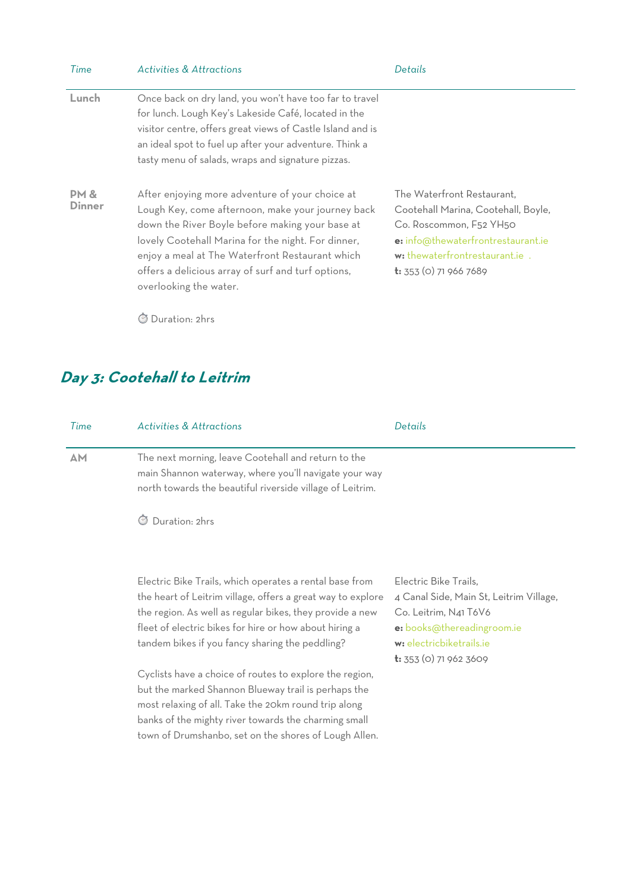| Time | Activities & Attractions | Details |
|---|---|---|
| **Lunch** | Once back on dry land, you won't have too far to travel for lunch. Lough Key's Lakeside Café, located in the visitor centre, offers great views of Castle Island and is an ideal spot to fuel up after your adventure. Think a tasty menu of salads, wraps and signature pizzas. | |
| **PM & Dinner** | After enjoying more adventure of your choice at Lough Key, come afternoon, make your journey back down the River Boyle before making your base at lovely Cootehall Marina for the night. For dinner, enjoy a meal at The Waterfront Restaurant which offers a delicious array of surf and turf options, overlooking the water.<br><br>⏱ Duration: 2hrs | The Waterfront Restaurant, Cootehall Marina, Cootehall, Boyle, Co. Roscommon, F52 YH50<br>**e:** info@thewaterfrontrestaurant.ie<br>**w:** thewaterfrontrestaurant.ie .<br>**t:** 353 (0) 71 966 7689 |

## Day 3: Cootehall to Leitrim

| Time | Activities & Attractions | Details |
|---|---|---|
| **AM** | The next morning, leave Cootehall and return to the main Shannon waterway, where you'll navigate your way north towards the beautiful riverside village of Leitrim.<br><br>⏱ Duration: 2hrs | |
| | Electric Bike Trails, which operates a rental base from the heart of Leitrim village, offers a great way to explore the region. As well as regular bikes, they provide a new fleet of electric bikes for hire or how about hiring a tandem bikes if you fancy sharing the peddling?<br><br>Cyclists have a choice of routes to explore the region, but the marked Shannon Blueway trail is perhaps the most relaxing of all. Take the 20km round trip along banks of the mighty river towards the charming small town of Drumshanbo, set on the shores of Lough Allen. | Electric Bike Trails, 4 Canal Side, Main St, Leitrim Village, Co. Leitrim, N41 T6V6<br>**e:** books@thereadingroom.ie<br>**w:** electricbiketrails.ie<br>**t:** 353 (0) 71 962 3609 |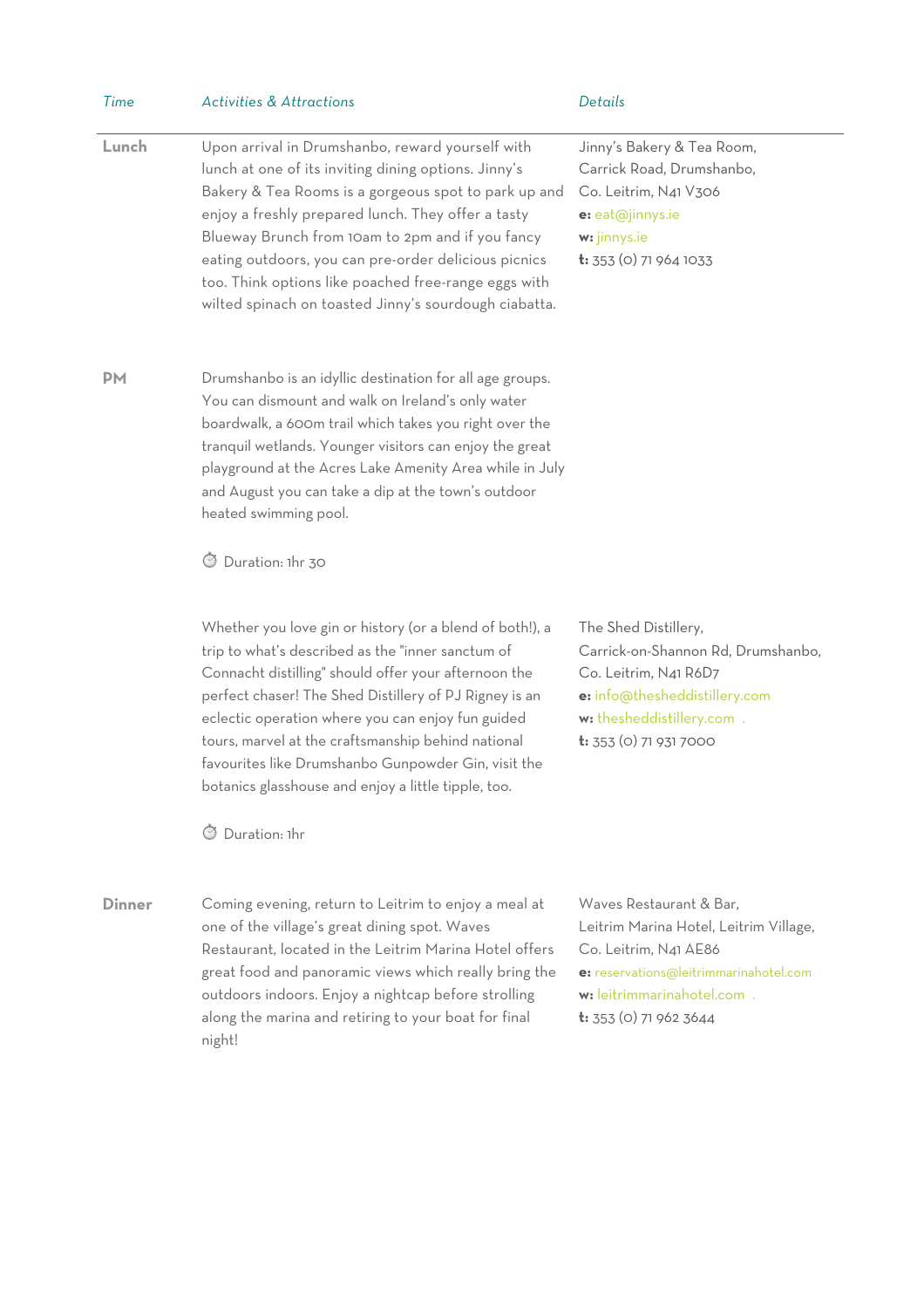| *Time* | *Activities & Attractions* | *Details* |
|---|---|---|
| **Lunch** | Upon arrival in Drumshanbo, reward yourself with lunch at one of its inviting dining options. Jinny's Bakery & Tea Rooms is a gorgeous spot to park up and enjoy a freshly prepared lunch. They offer a tasty Blueway Brunch from 10am to 2pm and if you fancy eating outdoors, you can pre-order delicious picnics too. Think options like poached free-range eggs with wilted spinach on toasted Jinny's sourdough ciabatta. | Jinny's Bakery & Tea Room, Carrick Road, Drumshanbo, Co. Leitrim, N41 V306<br>**e:** eat@jinnys.ie<br>**w:** jinnys.ie<br>**t:** 353 (0) 71 964 1033 |
| **PM** | Drumshanbo is an idyllic destination for all age groups. You can dismount and walk on Ireland's only water boardwalk, a 600m trail which takes you right over the tranquil wetlands. Younger visitors can enjoy the great playground at the Acres Lake Amenity Area while in July and August you can take a dip at the town's outdoor heated swimming pool.<br><br>⏱ Duration: 1hr 30 | |
| | Whether you love gin or history (or a blend of both!), a trip to what's described as the "inner sanctum of Connacht distilling" should offer your afternoon the perfect chaser! The Shed Distillery of PJ Rigney is an eclectic operation where you can enjoy fun guided tours, marvel at the craftsmanship behind national favourites like Drumshanbo Gunpowder Gin, visit the botanics glasshouse and enjoy a little tipple, too.<br><br>⏱ Duration: 1hr | The Shed Distillery, Carrick-on-Shannon Rd, Drumshanbo, Co. Leitrim, N41 R6D7<br>**e:** info@thesheddistillery.com<br>**w:** thesheddistillery.com .<br>**t:** 353 (0) 71 931 7000 |
| **Dinner** | Coming evening, return to Leitrim to enjoy a meal at one of the village's great dining spot. Waves Restaurant, located in the Leitrim Marina Hotel offers great food and panoramic views which really bring the outdoors indoors. Enjoy a nightcap before strolling along the marina and retiring to your boat for final night! | Waves Restaurant & Bar, Leitrim Marina Hotel, Leitrim Village, Co. Leitrim, N41 AE86<br>**e:** reservations@leitrimmarinahotel.com<br>**w:** leitrimmarinahotel.com .<br>**t:** 353 (0) 71 962 3644 |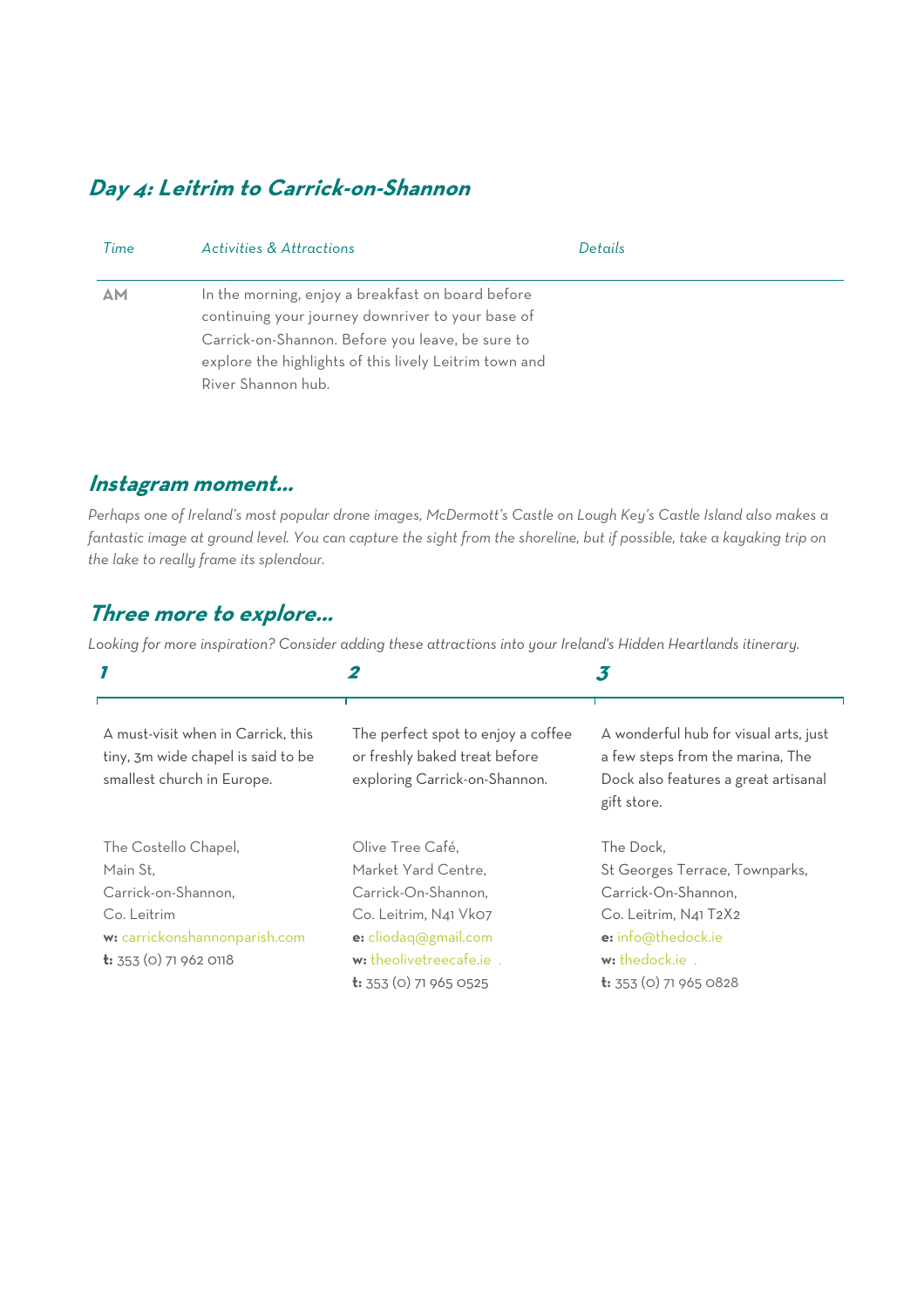## *Day 4: Leitrim to Carrick-on-Shannon*

| *Time* | *Activities & Attractions* | *Details* |
|---|---|---|
| AM | In the morning, enjoy a breakfast on board before continuing your journey downriver to your base of Carrick-on-Shannon. Before you leave, be sure to explore the highlights of this lively Leitrim town and River Shannon hub. | |

## *Instagram moment...*

*Perhaps one of Ireland's most popular drone images, McDermott's Castle on Lough Key's Castle Island also makes a fantastic image at ground level. You can capture the sight from the shoreline, but if possible, take a kayaking trip on the lake to really frame its splendour.*

## *Three more to explore...*

*Looking for more inspiration? Consider adding these attractions into your Ireland's Hidden Heartlands itinerary.*

| 1 | 2 | 3 |
|---|---|---|
| A must-visit when in Carrick, this tiny, 3m wide chapel is said to be smallest church in Europe. | The perfect spot to enjoy a coffee or freshly baked treat before exploring Carrick-on-Shannon. | A wonderful hub for visual arts, just a few steps from the marina, The Dock also features a great artisanal gift store. |
| The Costello Chapel,<br>Main St,<br>Carrick-on-Shannon,<br>Co. Leitrim<br>**w:** carrickonshannonparish.com<br>**t:** 353 (0) 71 962 0118 | Olive Tree Café,<br>Market Yard Centre,<br>Carrick-On-Shannon,<br>Co. Leitrim, N41 Vk07<br>**e:** cliodaq@gmail.com<br>**w:** theolivetreecafe.ie<br>**t:** 353 (0) 71 965 0525 | The Dock,<br>St Georges Terrace, Townparks,<br>Carrick-On-Shannon,<br>Co. Leitrim, N41 T2X2<br>**e:** info@thedock.ie<br>**w:** thedock.ie<br>**t:** 353 (0) 71 965 0828 |